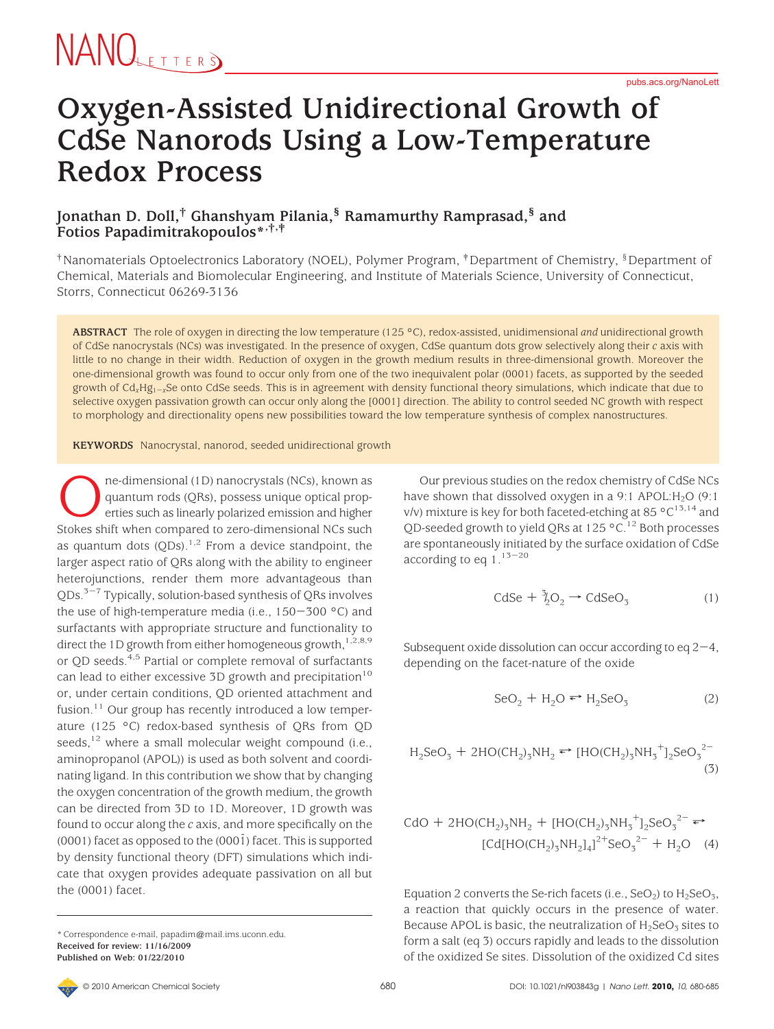# Oxygen-Assisted Unidirectional Growth of CdSe Nanorods Using a Low-Temperature Redox Process

**Jonathan D. Doll,[†] Ghanshyam Pilania,[§] Ramamurthy Ramprasad,[§] and Fotios Papadimitrakopoulos*[,†,‡]**

[†]Nanomaterials Optoelectronics Laboratory (NOEL), Polymer Program, [‡]Department of Chemistry, [§]Department of Chemical, Materials and Biomolecular Engineering, and Institute of Materials Science, University of Connecticut, Storrs, Connecticut 06269-3136

**ABSTRACT** The role of oxygen in directing the low temperature (125 °C), redox-assisted, unidimensional *and* unidirectional growth of CdSe nanocrystals (NCs) was investigated. In the presence of oxygen, CdSe quantum dots grow selectively along their *c* axis with little to no change in their width. Reduction of oxygen in the growth medium results in three-dimensional growth. Moreover the one-dimensional growth was found to occur only from one of the two inequivalent polar (0001) facets, as supported by the seeded growth of $Cd_xHg_{1-x}Se$ onto CdSe seeds. This is in agreement with density functional theory simulations, which indicate that due to selective oxygen passivation growth can occur only along the [0001] direction. The ability to control seeded NC growth with respect to morphology and directionality opens new possibilities toward the low temperature synthesis of complex nanostructures.

**KEYWORDS** Nanocrystal, nanorod, seeded unidirectional growth

One-dimensional (1D) nanocrystals (NCs), known as quantum rods (QRs), possess unique optical properties such as linearly polarized emission and higher Stokes shift when compared to zero-dimensional NCs such as quantum dots (QDs).[1,2] From a device standpoint, the larger aspect ratio of QRs along with the ability to engineer heterojunctions, render them more advantageous than QDs.[3-7] Typically, solution-based synthesis of QRs involves the use of high-temperature media (i.e., 150−300 °C) and surfactants with appropriate structure and functionality to direct the 1D growth from either homogeneous growth,[1,2,8,9] or QD seeds.[4,5] Partial or complete removal of surfactants can lead to either excessive 3D growth and precipitation[10] or, under certain conditions, QD oriented attachment and fusion.[11] Our group has recently introduced a low temperature (125 °C) redox-based synthesis of QRs from QD seeds,[12] where a small molecular weight compound (i.e., aminopropanol (APOL)) is used as both solvent and coordinating ligand. In this contribution we show that by changing the oxygen concentration of the growth medium, the growth can be directed from 3D to 1D. Moreover, 1D growth was found to occur along the *c* axis, and more specifically on the (0001) facet as opposed to the (000$\bar{1}$) facet. This is supported by density functional theory (DFT) simulations which indicate that oxygen provides adequate passivation on all but the (0001) facet.

Our previous studies on the redox chemistry of CdSe NCs have shown that dissolved oxygen in a 9:1 APOL:$H_2O$ (9:1 v/v) mixture is key for both faceted-etching at 85 °C[13,14] and QD-seeded growth to yield QRs at 125 °C.[12] Both processes are spontaneously initiated by the surface oxidation of CdSe according to eq 1.[13-20]

$$CdSe + \tfrac{3}{2}O_2 \rightarrow CdSeO_3 \quad (1)$$

Subsequent oxide dissolution can occur according to eq 2−4, depending on the facet-nature of the oxide

$$SeO_2 + H_2O \rightleftharpoons H_2SeO_3 \quad (2)$$

$$H_2SeO_3 + 2HO(CH_2)_3NH_2 \rightleftharpoons [HO(CH_2)_3NH_3^{+}]_2SeO_3^{2-} \quad (3)$$

$$CdO + 2HO(CH_2)_3NH_2 + [HO(CH_2)_3NH_3^{+}]_2SeO_3^{2-} \rightleftharpoons [Cd[HO(CH_2)_3NH_2]_4]^{2+}SeO_3^{2-} + H_2O \quad (4)$$

Equation 2 converts the Se-rich facets (i.e., $SeO_2$) to $H_2SeO_3$, a reaction that quickly occurs in the presence of water. Because APOL is basic, the neutralization of $H_2SeO_3$ sites to form a salt (eq 3) occurs rapidly and leads to the dissolution of the oxidized Se sites. Dissolution of the oxidized Cd sites

\* Correspondence e-mail, papadim@mail.ims.uconn.edu.
**Received for review: 11/16/2009**
**Published on Web: 01/22/2010**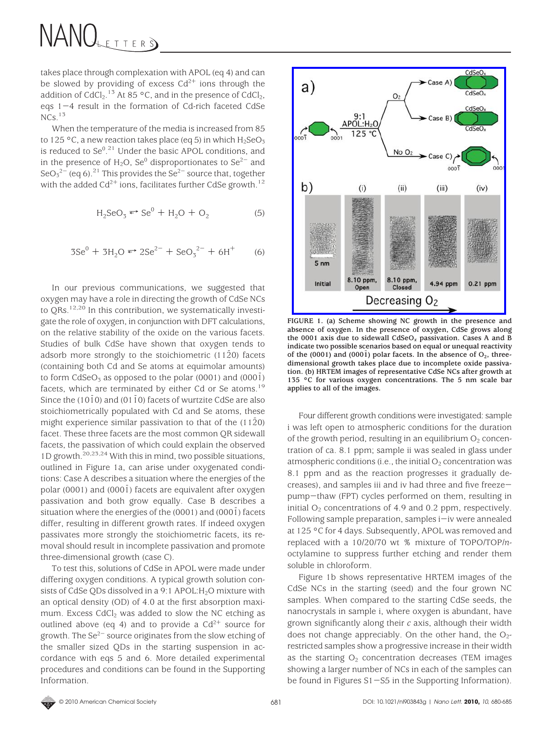takes place through complexation with APOL (eq 4) and can be slowed by providing of excess $Cd^{2+}$ ions through the addition of $CdCl_2$.[13] At 85 °C, and in the presence of $CdCl_2$, eqs 1−4 result in the formation of Cd-rich faceted CdSe NCs.[13]

When the temperature of the media is increased from 85 to 125 °C, a new reaction takes place (eq 5) in which $H_2SeO_3$ is reduced to $Se^0$.[21] Under the basic APOL conditions, and in the presence of $H_2O$, $Se^0$ disproportionates to $Se^{2-}$ and $SeO_3^{2-}$ (eq 6).[21] This provides the $Se^{2-}$ source that, together with the added $Cd^{2+}$ ions, facilitates further CdSe growth.[12]

$$H_2SeO_3 \rightleftharpoons Se^0 + H_2O + O_2 \quad (5)$$

$$3Se^0 + 3H_2O \rightleftharpoons 2Se^{2-} + SeO_3^{2-} + 6H^+ \quad (6)$$

In our previous communications, we suggested that oxygen may have a role in directing the growth of CdSe NCs to QRs.[12,20] In this contribution, we systematically investigate the role of oxygen, in conjunction with DFT calculations, on the relative stability of the oxide on the various facets. Studies of bulk CdSe have shown that oxygen tends to adsorb more strongly to the stoichiometric $(11\bar{2}0)$ facets (containing both Cd and Se atoms at equimolar amounts) to form $CdSeO_3$ as opposed to the polar (0001) and $(000\bar{1})$ facets, which are terminated by either Cd or Se atoms.[19] Since the $(10\bar{1}0)$ and $(01\bar{1}0)$ facets of wurtzite CdSe are also stoichiometrically populated with Cd and Se atoms, these might experience similar passivation to that of the $(11\bar{2}0)$ facet. These three facets are the most common QR sidewall facets, the passivation of which could explain the observed 1D growth.[20,23,24] With this in mind, two possible situations, outlined in Figure 1a, can arise under oxygenated conditions: Case A describes a situation where the energies of the polar (0001) and $(000\bar{1})$ facets are equivalent after oxygen passivation and both grow equally. Case B describes a situation where the energies of the (0001) and $(000\bar{1})$ facets differ, resulting in different growth rates. If indeed oxygen passivates more strongly the stoichiometric facets, its removal should result in incomplete passivation and promote three-dimensional growth (case C).

To test this, solutions of CdSe in APOL were made under differing oxygen conditions. A typical growth solution consists of CdSe QDs dissolved in a 9:1 APOL:$H_2O$ mixture with an optical density (OD) of 4.0 at the first absorption maximum. Excess $CdCl_2$ was added to slow the NC etching as outlined above (eq 4) and to provide a $Cd^{2+}$ source for growth. The $Se^{2-}$ source originates from the slow etching of the smaller sized QDs in the starting suspension in accordance with eqs 5 and 6. More detailed experimental procedures and conditions can be found in the Supporting Information.

**FIGURE 1. (a) Scheme showing NC growth in the presence and absence of oxygen. In the presence of oxygen, CdSe grows along the 0001 axis due to sidewall $CdSeO_x$ passivation. Cases A and B indicate two possible scenarios based on equal or unequal reactivity of the (0001) and $(000\bar{1})$ polar facets. In the absence of $O_2$, three-dimensional growth takes place due to incomplete oxide passivation. (b) HRTEM images of representative CdSe NCs after growth at 135 °C for various oxygen concentrations. The 5 nm scale bar applies to all of the images.**

Four different growth conditions were investigated: sample i was left open to atmospheric conditions for the duration of the growth period, resulting in an equilibrium $O_2$ concentration of ca. 8.1 ppm; sample ii was sealed in glass under atmospheric conditions (i.e., the initial $O_2$ concentration was 8.1 ppm and as the reaction progresses it gradually decreases), and samples iii and iv had three and five freeze−pump−thaw (FPT) cycles performed on them, resulting in initial $O_2$ concentrations of 4.9 and 0.2 ppm, respectively. Following sample preparation, samples i−iv were annealed at 125 °C for 4 days. Subsequently, APOL was removed and replaced with a 10/20/70 wt % mixture of TOPO/TOP/*n*-octylamine to suppress further etching and render them soluble in chloroform.

Figure 1b shows representative HRTEM images of the CdSe NCs in the starting (seed) and the four grown NC samples. When compared to the starting CdSe seeds, the nanocrystals in sample i, where oxygen is abundant, have grown significantly along their *c* axis, although their width does not change appreciably. On the other hand, the $O_2$-restricted samples show a progressive increase in their width as the starting $O_2$ concentration decreases (TEM images showing a larger number of NCs in each of the samples can be found in Figures S1−S5 in the Supporting Information).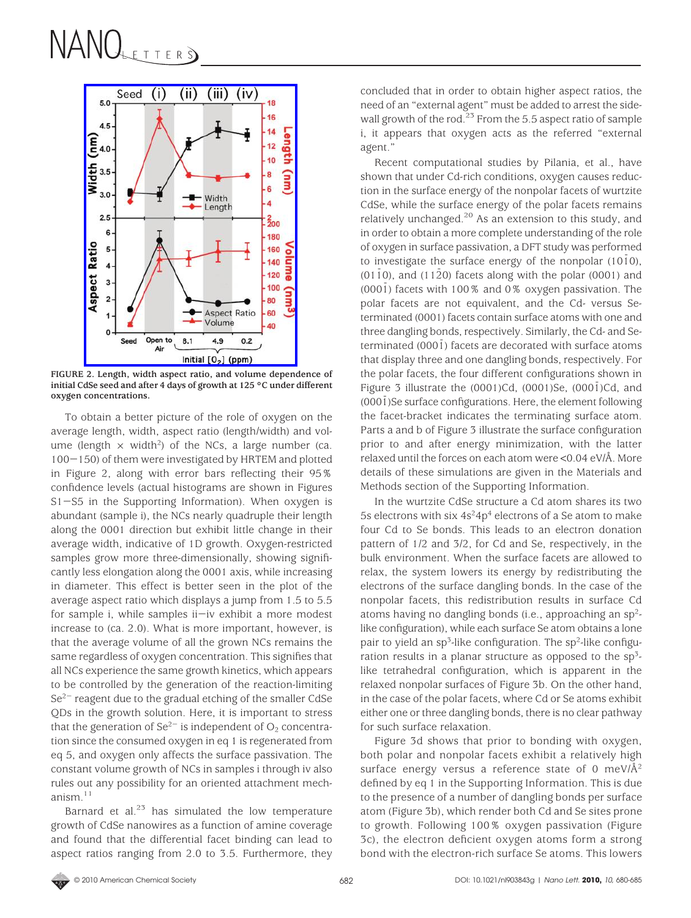FIGURE 2. Length, width aspect ratio, and volume dependence of initial CdSe seed and after 4 days of growth at 125 °C under different oxygen concentrations.

To obtain a better picture of the role of oxygen on the average length, width, aspect ratio (length/width) and volume (length × width$^2$) of the NCs, a large number (ca. 100−150) of them were investigated by HRTEM and plotted in Figure 2, along with error bars reflecting their 95% confidence levels (actual histograms are shown in Figures S1−S5 in the Supporting Information). When oxygen is abundant (sample i), the NCs nearly quadruple their length along the 0001 direction but exhibit little change in their average width, indicative of 1D growth. Oxygen-restricted samples grow more three-dimensionally, showing significantly less elongation along the 0001 axis, while increasing in diameter. This effect is better seen in the plot of the average aspect ratio which displays a jump from 1.5 to 5.5 for sample i, while samples ii−iv exhibit a more modest increase to (ca. 2.0). What is more important, however, is that the average volume of all the grown NCs remains the same regardless of oxygen concentration. This signifies that all NCs experience the same growth kinetics, which appears to be controlled by the generation of the reaction-limiting $Se^{2-}$ reagent due to the gradual etching of the smaller CdSe QDs in the growth solution. Here, it is important to stress that the generation of $Se^{2-}$ is independent of $O_2$ concentration since the consumed oxygen in eq 1 is regenerated from eq 5, and oxygen only affects the surface passivation. The constant volume growth of NCs in samples i through iv also rules out any possibility for an oriented attachment mechanism.[11]

Barnard et al.[23] has simulated the low temperature growth of CdSe nanowires as a function of amine coverage and found that the differential facet binding can lead to aspect ratios ranging from 2.0 to 3.5. Furthermore, they concluded that in order to obtain higher aspect ratios, the need of an "external agent" must be added to arrest the sidewall growth of the rod.[23] From the 5.5 aspect ratio of sample i, it appears that oxygen acts as the referred "external agent."

Recent computational studies by Pilania, et al., have shown that under Cd-rich conditions, oxygen causes reduction in the surface energy of the nonpolar facets of wurtzite CdSe, while the surface energy of the polar facets remains relatively unchanged.[20] As an extension to this study, and in order to obtain a more complete understanding of the role of oxygen in surface passivation, a DFT study was performed to investigate the surface energy of the nonpolar $(10\bar{1}0)$, $(01\bar{1}0)$, and $(11\bar{2}0)$ facets along with the polar (0001) and $(000\bar{1})$ facets with 100% and 0% oxygen passivation. The polar facets are not equivalent, and the Cd- versus Se-terminated (0001) facets contain surface atoms with one and three dangling bonds, respectively. Similarly, the Cd- and Se-terminated $(000\bar{1})$ facets are decorated with surface atoms that display three and one dangling bonds, respectively. For the polar facets, the four different configurations shown in Figure 3 illustrate the (0001)Cd, (0001)Se, $(000\bar{1})$Cd, and $(000\bar{1})$Se surface configurations. Here, the element following the facet-bracket indicates the terminating surface atom. Parts a and b of Figure 3 illustrate the surface configuration prior to and after energy minimization, with the latter relaxed until the forces on each atom were <0.04 eV/Å. More details of these simulations are given in the Materials and Methods section of the Supporting Information.

In the wurtzite CdSe structure a Cd atom shares its two 5s electrons with six $4s^24p^4$ electrons of a Se atom to make four Cd to Se bonds. This leads to an electron donation pattern of 1/2 and 3/2, for Cd and Se, respectively, in the bulk environment. When the surface facets are allowed to relax, the system lowers its energy by redistributing the electrons of the surface dangling bonds. In the case of the nonpolar facets, this redistribution results in surface Cd atoms having no dangling bonds (i.e., approaching an $sp^2$-like configuration), while each surface Se atom obtains a lone pair to yield an $sp^3$-like configuration. The $sp^2$-like configuration results in a planar structure as opposed to the $sp^3$-like tetrahedral configuration, which is apparent in the relaxed nonpolar surfaces of Figure 3b. On the other hand, in the case of the polar facets, where Cd or Se atoms exhibit either one or three dangling bonds, there is no clear pathway for such surface relaxation.

Figure 3d shows that prior to bonding with oxygen, both polar and nonpolar facets exhibit a relatively high surface energy versus a reference state of 0 meV/Å$^2$ defined by eq 1 in the Supporting Information. This is due to the presence of a number of dangling bonds per surface atom (Figure 3b), which render both Cd and Se sites prone to growth. Following 100% oxygen passivation (Figure 3c), the electron deficient oxygen atoms form a strong bond with the electron-rich surface Se atoms. This lowers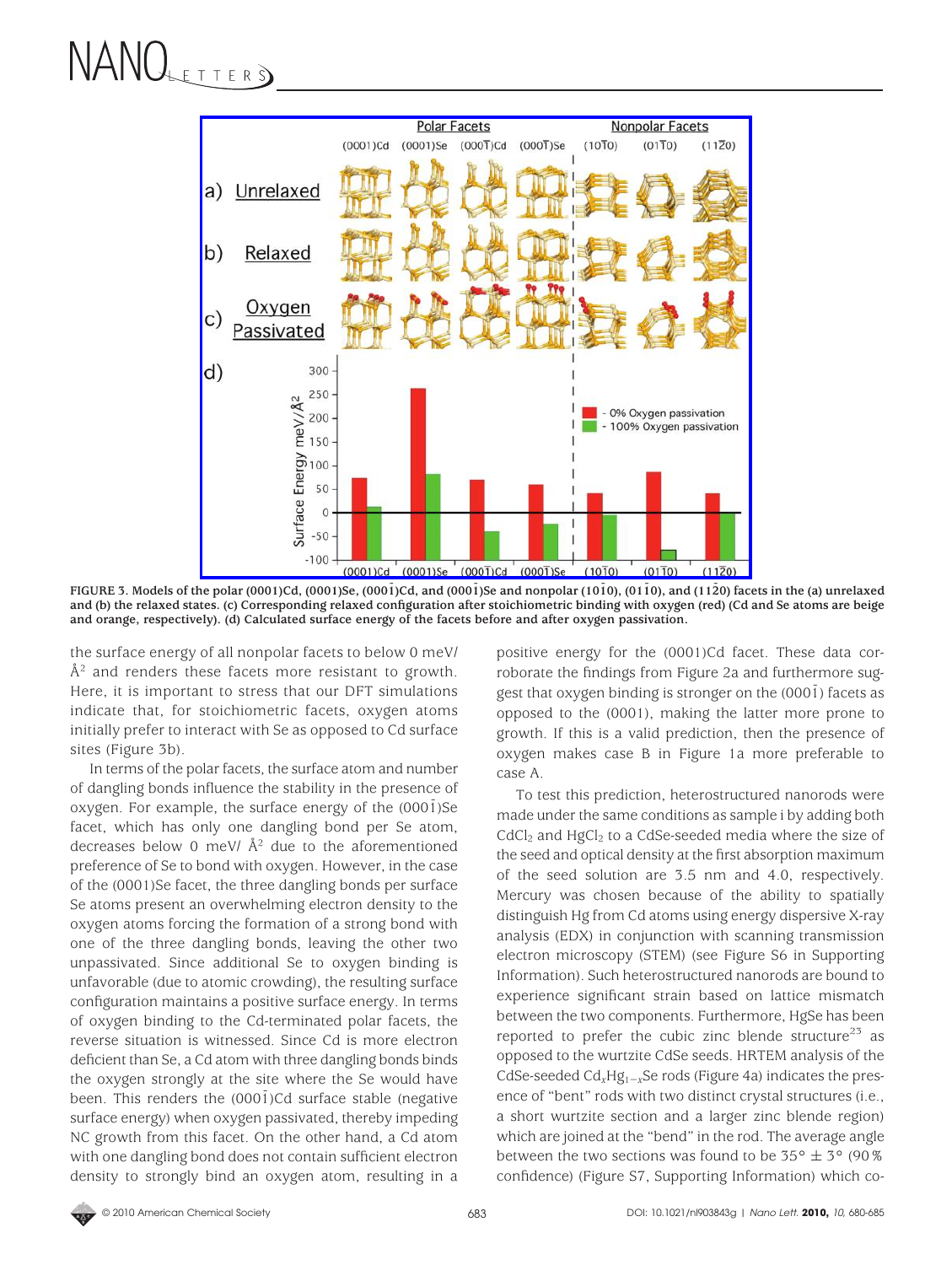FIGURE 3. Models of the polar (0001)Cd, (0001)Se, (000$\bar{1}$)Cd, and (000$\bar{1}$)Se and nonpolar (10$\bar{1}$0), (01$\bar{1}$0), and (11$\bar{2}$0) facets in the (a) unrelaxed and (b) the relaxed states. (c) Corresponding relaxed configuration after stoichiometric binding with oxygen (red) (Cd and Se atoms are beige and orange, respectively). (d) Calculated surface energy of the facets before and after oxygen passivation.

the surface energy of all nonpolar facets to below 0 meV/Å$^2$ and renders these facets more resistant to growth. Here, it is important to stress that our DFT simulations indicate that, for stoichiometric facets, oxygen atoms initially prefer to interact with Se as opposed to Cd surface sites (Figure 3b).

In terms of the polar facets, the surface atom and number of dangling bonds influence the stability in the presence of oxygen. For example, the surface energy of the (000$\bar{1}$)Se facet, which has only one dangling bond per Se atom, decreases below 0 meV/ Å$^2$ due to the aforementioned preference of Se to bond with oxygen. However, in the case of the (0001)Se facet, the three dangling bonds per surface Se atoms present an overwhelming electron density to the oxygen atoms forcing the formation of a strong bond with one of the three dangling bonds, leaving the other two unpassivated. Since additional Se to oxygen binding is unfavorable (due to atomic crowding), the resulting surface configuration maintains a positive surface energy. In terms of oxygen binding to the Cd-terminated polar facets, the reverse situation is witnessed. Since Cd is more electron deficient than Se, a Cd atom with three dangling bonds binds the oxygen strongly at the site where the Se would have been. This renders the (000$\bar{1}$)Cd surface stable (negative surface energy) when oxygen passivated, thereby impeding NC growth from this facet. On the other hand, a Cd atom with one dangling bond does not contain sufficient electron density to strongly bind an oxygen atom, resulting in a positive energy for the (0001)Cd facet. These data corroborate the findings from Figure 2a and furthermore suggest that oxygen binding is stronger on the (000$\bar{1}$) facets as opposed to the (0001), making the latter more prone to growth. If this is a valid prediction, then the presence of oxygen makes case B in Figure 1a more preferable to case A.

To test this prediction, heterostructured nanorods were made under the same conditions as sample i by adding both $CdCl_2$ and $HgCl_2$ to a CdSe-seeded media where the size of the seed and optical density at the first absorption maximum of the seed solution are 3.5 nm and 4.0, respectively. Mercury was chosen because of the ability to spatially distinguish Hg from Cd atoms using energy dispersive X-ray analysis (EDX) in conjunction with scanning transmission electron microscopy (STEM) (see Figure S6 in Supporting Information). Such heterostructured nanorods are bound to experience significant strain based on lattice mismatch between the two components. Furthermore, HgSe has been reported to prefer the cubic zinc blende structure[23] as opposed to the wurtzite CdSe seeds. HRTEM analysis of the CdSe-seeded $Cd_xHg_{1-x}Se$ rods (Figure 4a) indicates the presence of "bent" rods with two distinct crystal structures (i.e., a short wurtzite section and a larger zinc blende region) which are joined at the "bend" in the rod. The average angle between the two sections was found to be 35° ± 3° (90% confidence) (Figure S7, Supporting Information) which co-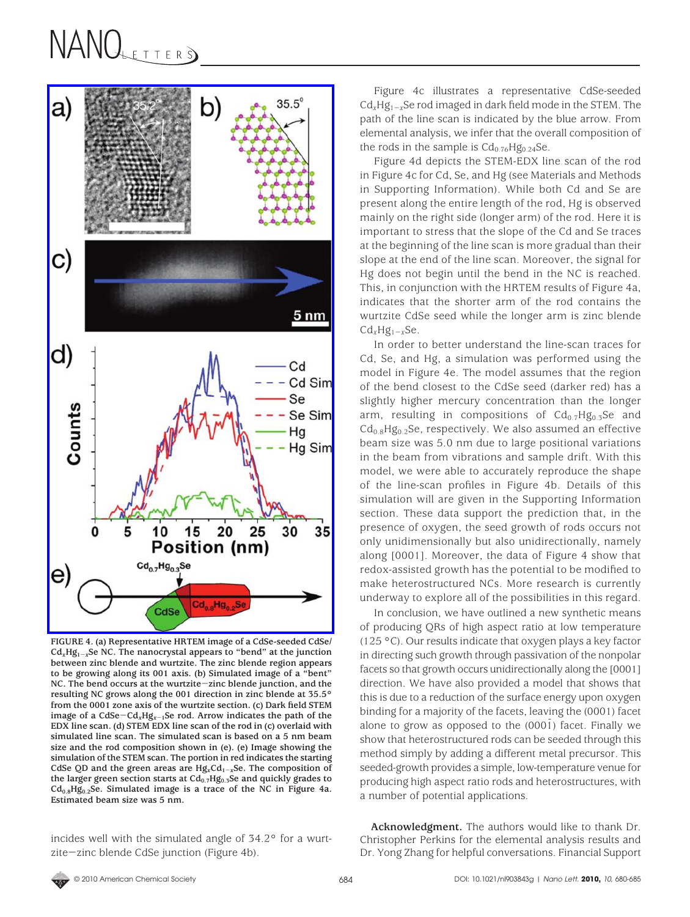FIGURE 4. (a) Representative HRTEM image of a CdSe-seeded CdSe/$Cd_xHg_{1-x}Se$ NC. The nanocrystal appears to "bend" at the junction between zinc blende and wurtzite. The zinc blende region appears to be growing along its 001 axis. (b) Simulated image of a "bent" NC. The bend occurs at the wurtzite–zinc blende junction, and the resulting NC grows along the 001 direction in zinc blende at 35.5° from the 0001 zone axis of the wurtzite section. (c) Dark field STEM image of a CdSe–$Cd_xHg_{x-1}Se$ rod. Arrow indicates the path of the EDX line scan. (d) STEM EDX line scan of the rod in (c) overlaid with simulated line scan. The simulated scan is based on a 5 nm beam size and the rod composition shown in (e). (e) Image showing the simulation of the STEM scan. The portion in red indicates the starting CdSe QD and the green areas are $Hg_xCd_{1-x}Se$. The composition of the larger green section starts at $Cd_{0.7}Hg_{0.3}Se$ and quickly grades to $Cd_{0.8}Hg_{0.2}Se$. Simulated image is a trace of the NC in Figure 4a. Estimated beam size was 5 nm.

incides well with the simulated angle of 34.2° for a wurtzite–zinc blende CdSe junction (Figure 4b).

Figure 4c illustrates a representative CdSe-seeded $Cd_xHg_{1-x}Se$ rod imaged in dark field mode in the STEM. The path of the line scan is indicated by the blue arrow. From elemental analysis, we infer that the overall composition of the rods in the sample is $Cd_{0.76}Hg_{0.24}Se$.

Figure 4d depicts the STEM-EDX line scan of the rod in Figure 4c for Cd, Se, and Hg (see Materials and Methods in Supporting Information). While both Cd and Se are present along the entire length of the rod, Hg is observed mainly on the right side (longer arm) of the rod. Here it is important to stress that the slope of the Cd and Se traces at the beginning of the line scan is more gradual than their slope at the end of the line scan. Moreover, the signal for Hg does not begin until the bend in the NC is reached. This, in conjunction with the HRTEM results of Figure 4a, indicates that the shorter arm of the rod contains the wurtzite CdSe seed while the longer arm is zinc blende $Cd_xHg_{1-x}Se$.

In order to better understand the line-scan traces for Cd, Se, and Hg, a simulation was performed using the model in Figure 4e. The model assumes that the region of the bend closest to the CdSe seed (darker red) has a slightly higher mercury concentration than the longer arm, resulting in compositions of $Cd_{0.7}Hg_{0.3}Se$ and $Cd_{0.8}Hg_{0.2}Se$, respectively. We also assumed an effective beam size was 5.0 nm due to large positional variations in the beam from vibrations and sample drift. With this model, we were able to accurately reproduce the shape of the line-scan profiles in Figure 4b. Details of this simulation will are given in the Supporting Information section. These data support the prediction that, in the presence of oxygen, the seed growth of rods occurs not only unidimensionally but also unidirectionally, namely along [0001]. Moreover, the data of Figure 4 show that redox-assisted growth has the potential to be modified to make heterostructured NCs. More research is currently underway to explore all of the possibilities in this regard.

In conclusion, we have outlined a new synthetic means of producing QRs of high aspect ratio at low temperature (125 °C). Our results indicate that oxygen plays a key factor in directing such growth through passivation of the nonpolar facets so that growth occurs unidirectionally along the [0001] direction. We have also provided a model that shows that this is due to a reduction of the surface energy upon oxygen binding for a majority of the facets, leaving the (0001) facet alone to grow as opposed to the (000$\bar{1}$) facet. Finally we show that heterostructured rods can be seeded through this method simply by adding a different metal precursor. This seeded-growth provides a simple, low-temperature venue for producing high aspect ratio rods and heterostructures, with a number of potential applications.

**Acknowledgment.** The authors would like to thank Dr. Christopher Perkins for the elemental analysis results and Dr. Yong Zhang for helpful conversations. Financial Support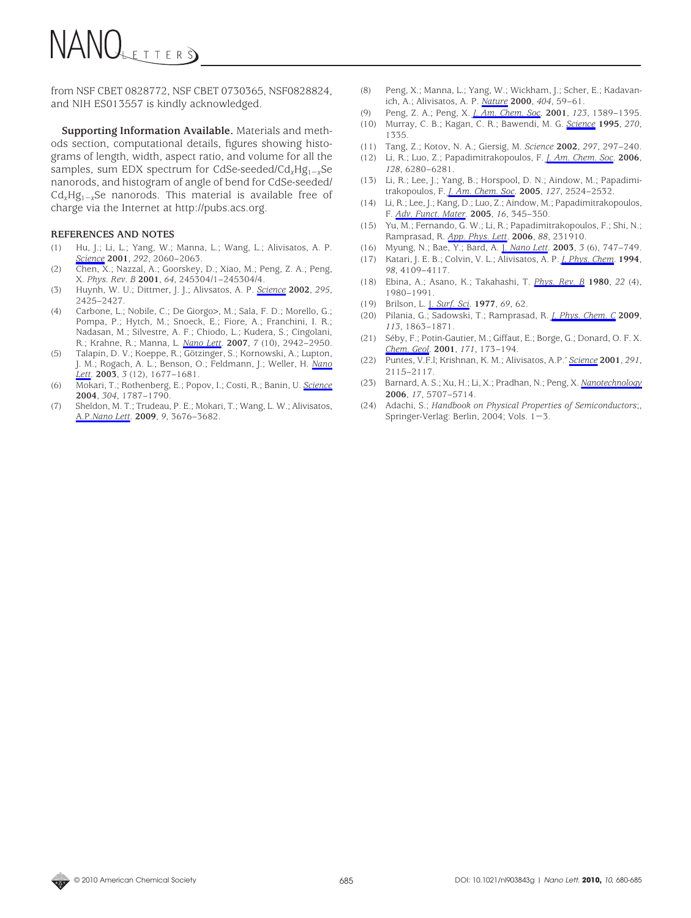from NSF CBET 0828772, NSF CBET 0730365, NSF0828824, and NIH ES013557 is kindly acknowledged.

**Supporting Information Available.** Materials and methods section, computational details, figures showing histograms of length, width, aspect ratio, and volume for all the samples, sum EDX spectrum for CdSe-seeded/$Cd_xHg_{1-x}Se$ nanorods, and histogram of angle of bend for CdSe-seeded/$Cd_xHg_{1-x}Se$ nanorods. This material is available free of charge via the Internet at http://pubs.acs.org.

## REFERENCES AND NOTES

(1) Hu, J.; Li, L.; Yang, W.; Manna, L.; Wang, L.; Alivisatos, A. P. *Science* **2001**, *292*, 2060–2063.

(2) Chen, X.; Nazzal, A.; Goorskey, D.; Xiao, M.; Peng, Z. A.; Peng, X. *Phys. Rev. B* **2001**, *64*, 245304/1–245304/4.

(3) Huynh, W. U.; Dittmer, J. J.; Alivsatos, A. P. *Science* **2002**, *295*, 2425–2427.

(4) Carbone, L.; Nobile, C.; De Giorgo>, M.; Sala, F. D.; Morello, G.; Pompa, P.; Hytch, M.; Snoeck, E.; Fiore, A.; Franchini, I. R.; Nadasan, M.; Silvestre, A. F.; Chiodo, L.; Kudera, S.; Cingolani, R.; Krahne, R.; Manna, L. *Nano Lett.* **2007**, *7* (10), 2942–2950.

(5) Talapin, D. V.; Koeppe, R.; Götzinger, S.; Kornowski, A.; Lupton, J. M.; Rogach, A. L.; Benson, O.; Feldmann, J.; Weller, H. *Nano Lett.* **2003**, *3* (12), 1677–1681.

(6) Mokari, T.; Rothenberg, E.; Popov, I.; Costi, R.; Banin, U. *Science* **2004**, *304*, 1787–1790.

(7) Sheldon, M. T.; Trudeau, P. E.; Mokari, T.; Wang, L. W.; Alivisatos, A.P.*Nano Lett.* **2009**, *9*, 3676–3682.

(8) Peng, X.; Manna, L.; Yang, W.; Wickham, J.; Scher, E.; Kadavanich, A.; Alivisatos, A. P. *Nature* **2000**, *404*, 59–61.

(9) Peng, Z. A.; Peng, X. *J. Am. Chem. Soc.* **2001**, *123*, 1389–1395.

(10) Murray, C. B.; Kagan, C. R.; Bawendi, M. G. *Science* **1995**, *270*, 1335.

(11) Tang, Z.; Kotov, N. A.; Giersig, M. *Science* **2002**, *297*, 297–240.

(12) Li, R.; Luo, Z.; Papadimitrakopoulos, F. *J. Am. Chem. Soc.* **2006**, *128*, 6280–6281.

(13) Li, R.; Lee, J.; Yang, B.; Horspool, D. N.; Aindow, M.; Papadimitrakopoulos, F. *J. Am. Chem. Soc.* **2005**, *127*, 2524–2532.

(14) Li, R.; Lee, J.; Kang, D.; Luo, Z.; Aindow, M.; Papadimitrakopoulos, F. *Adv. Funct. Mater.* **2005**, *16*, 345–350.

(15) Yu, M.; Fernando, G. W.; Li, R.; Papadimitrakopoulos, F.; Shi, N.; Ramprasad, R. *App. Phys. Lett.* **2006**, *88*, 231910.

(16) Myung, N.; Bae, Y.; Bard, A. J. *Nano Lett.* **2003**, *3* (6), 747–749.

(17) Katari, J. E. B.; Colvin, V. L.; Alivisatos, A. P. *J. Phys. Chem.* **1994**, *98*, 4109–4117.

(18) Ebina, A.; Asano, K.; Takahashi, T. *Phys. Rev. B* **1980**, *22* (4), 1980–1991.

(19) Brilson, L. *J. Surf. Sci.* **1977**, *69*, 62.

(20) Pilania, G.; Sadowski, T.; Ramprasad, R. *J. Phys. Chem. C* **2009**, *113*, 1863–1871.

(21) Séby, F.; Potin-Gautier, M.; Giffaut, E.; Borge, G.; Donard, O. F. X. *Chem. Geol.* **2001**, *171*, 173–194.

(22) Puntes, V.F.l; Krishnan, K. M.; Alivisatos, A.P.' *Science* **2001**, *291*, 2115–2117.

(23) Barnard, A. S.; Xu, H.; Li, X.; Pradhan, N.; Peng, X. *Nanotechnology* **2006**, *17*, 5707–5714.

(24) Adachi, S.; *Handbook on Physical Properties of Semiconductors*;, Springer-Verlag: Berlin, 2004; Vols. 1−3.